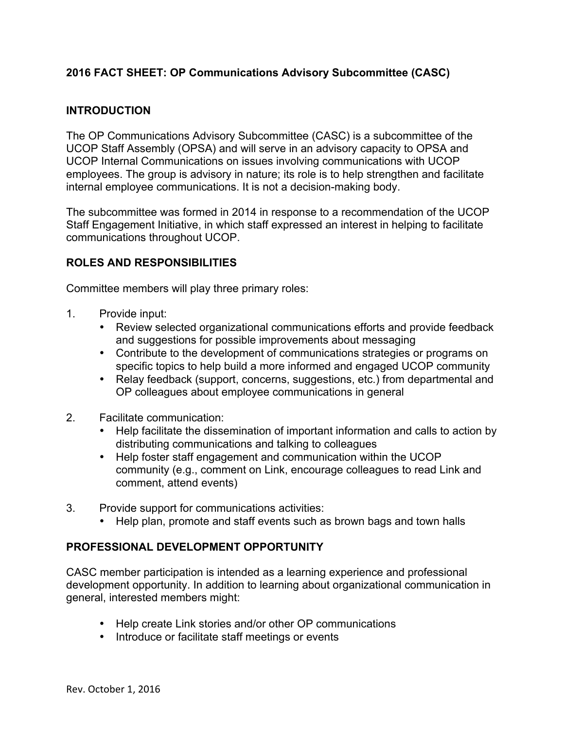**2016 FACT SHEET: OP Communications Advisory Subcommittee (CASC)**

## INTRODUCTION

The OP Communications Advisory Subcommittee (CASC) is a subcommittee of the UCOP Staff Assembly (OPSA) and will serve in an advisory capacity to OPSA and UCOP Internal Communications on issues involving communications with UCOP employees. The group is advisory in nature; its role is to help strengthen and facilitate internal employee communications. It is not a decision-making body.

The subcommittee was formed in 2014 in response to a recommendation of the UCOP Staff Engagement Initiative, in which staff expressed an interest in helping to facilitate communications throughout UCOP.

## ROLES AND RESPONSIBILITIES

Committee members will play three primary roles:

1. Provide input:
   - Review selected organizational communications efforts and provide feedback and suggestions for possible improvements about messaging
   - Contribute to the development of communications strategies or programs on specific topics to help build a more informed and engaged UCOP community
   - Relay feedback (support, concerns, suggestions, etc.) from departmental and OP colleagues about employee communications in general

2. Facilitate communication:
   - Help facilitate the dissemination of important information and calls to action by distributing communications and talking to colleagues
   - Help foster staff engagement and communication within the UCOP community (e.g., comment on Link, encourage colleagues to read Link and comment, attend events)

3. Provide support for communications activities:
   - Help plan, promote and staff events such as brown bags and town halls

## PROFESSIONAL DEVELOPMENT OPPORTUNITY

CASC member participation is intended as a learning experience and professional development opportunity. In addition to learning about organizational communication in general, interested members might:

- Help create Link stories and/or other OP communications
- Introduce or facilitate staff meetings or events

Rev. October 1, 2016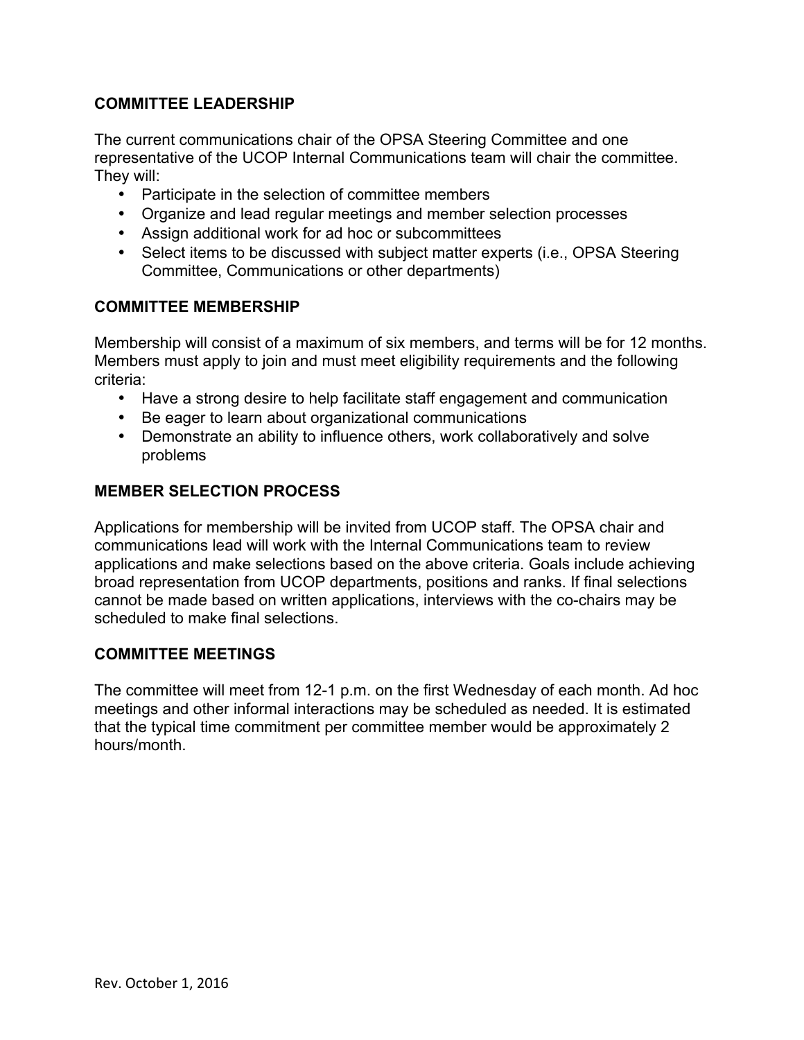## COMMITTEE LEADERSHIP

The current communications chair of the OPSA Steering Committee and one representative of the UCOP Internal Communications team will chair the committee. They will:

- Participate in the selection of committee members
- Organize and lead regular meetings and member selection processes
- Assign additional work for ad hoc or subcommittees
- Select items to be discussed with subject matter experts (i.e., OPSA Steering Committee, Communications or other departments)

## COMMITTEE MEMBERSHIP

Membership will consist of a maximum of six members, and terms will be for 12 months. Members must apply to join and must meet eligibility requirements and the following criteria:

- Have a strong desire to help facilitate staff engagement and communication
- Be eager to learn about organizational communications
- Demonstrate an ability to influence others, work collaboratively and solve problems

## MEMBER SELECTION PROCESS

Applications for membership will be invited from UCOP staff. The OPSA chair and communications lead will work with the Internal Communications team to review applications and make selections based on the above criteria. Goals include achieving broad representation from UCOP departments, positions and ranks. If final selections cannot be made based on written applications, interviews with the co-chairs may be scheduled to make final selections.

## COMMITTEE MEETINGS

The committee will meet from 12-1 p.m. on the first Wednesday of each month. Ad hoc meetings and other informal interactions may be scheduled as needed. It is estimated that the typical time commitment per committee member would be approximately 2 hours/month.

Rev. October 1, 2016